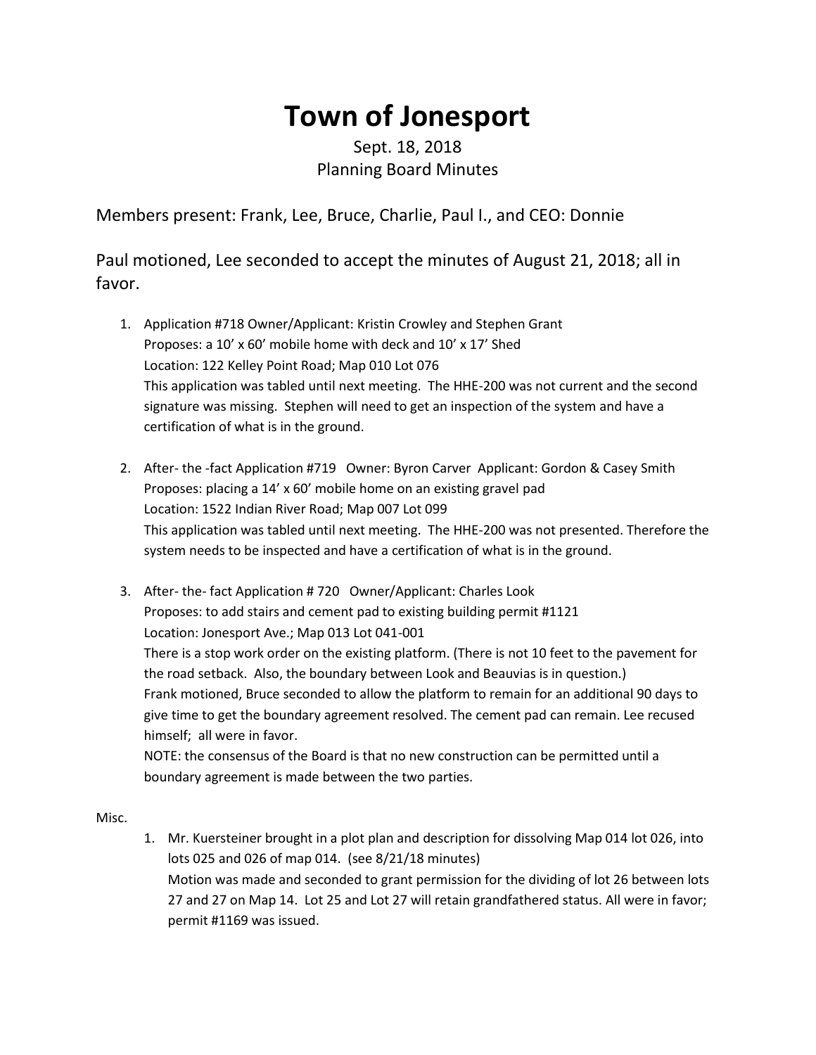# Town of Jonesport

Sept. 18, 2018
Planning Board Minutes

Members present: Frank, Lee, Bruce, Charlie, Paul I., and CEO: Donnie

Paul motioned, Lee seconded to accept the minutes of August 21, 2018; all in favor.

1. Application #718 Owner/Applicant: Kristin Crowley and Stephen Grant
   Proposes: a 10' x 60' mobile home with deck and 10' x 17' Shed
   Location: 122 Kelley Point Road; Map 010 Lot 076
   This application was tabled until next meeting. The HHE-200 was not current and the second signature was missing. Stephen will need to get an inspection of the system and have a certification of what is in the ground.

2. After- the -fact Application #719 Owner: Byron Carver Applicant: Gordon & Casey Smith
   Proposes: placing a 14' x 60' mobile home on an existing gravel pad
   Location: 1522 Indian River Road; Map 007 Lot 099
   This application was tabled until next meeting. The HHE-200 was not presented. Therefore the system needs to be inspected and have a certification of what is in the ground.

3. After- the- fact Application # 720 Owner/Applicant: Charles Look
   Proposes: to add stairs and cement pad to existing building permit #1121
   Location: Jonesport Ave.; Map 013 Lot 041-001
   There is a stop work order on the existing platform. (There is not 10 feet to the pavement for the road setback. Also, the boundary between Look and Beauvias is in question.)
   Frank motioned, Bruce seconded to allow the platform to remain for an additional 90 days to give time to get the boundary agreement resolved. The cement pad can remain. Lee recused himself; all were in favor.
   NOTE: the consensus of the Board is that no new construction can be permitted until a boundary agreement is made between the two parties.

Misc.

1. Mr. Kuersteiner brought in a plot plan and description for dissolving Map 014 lot 026, into lots 025 and 026 of map 014. (see 8/21/18 minutes)
   Motion was made and seconded to grant permission for the dividing of lot 26 between lots 27 and 27 on Map 14. Lot 25 and Lot 27 will retain grandfathered status. All were in favor; permit #1169 was issued.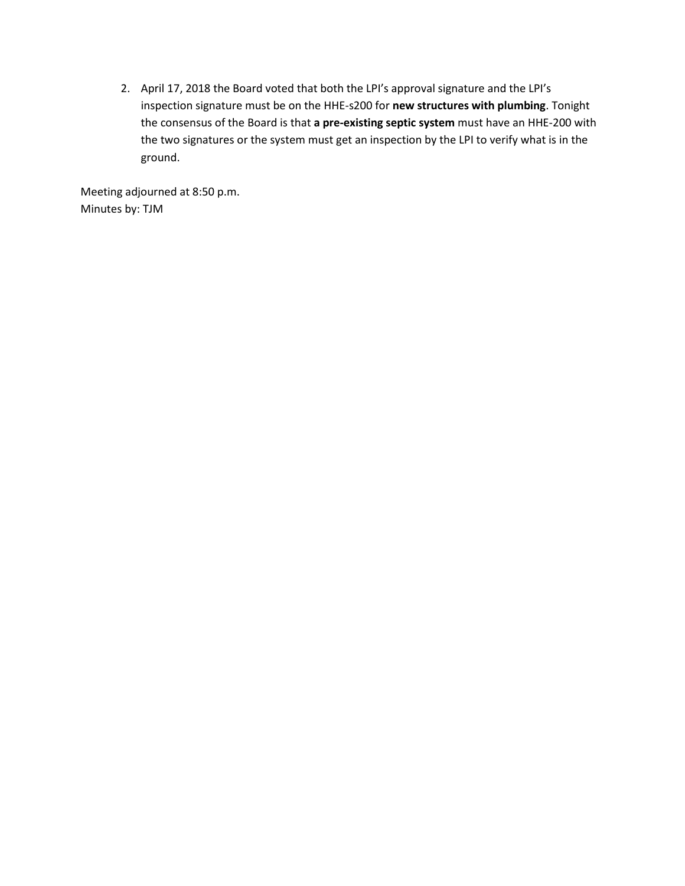2. April 17, 2018 the Board voted that both the LPI's approval signature and the LPI's inspection signature must be on the HHE-s200 for **new structures with plumbing**. Tonight the consensus of the Board is that **a pre-existing septic system** must have an HHE-200 with the two signatures or the system must get an inspection by the LPI to verify what is in the ground.

Meeting adjourned at 8:50 p.m.
Minutes by: TJM